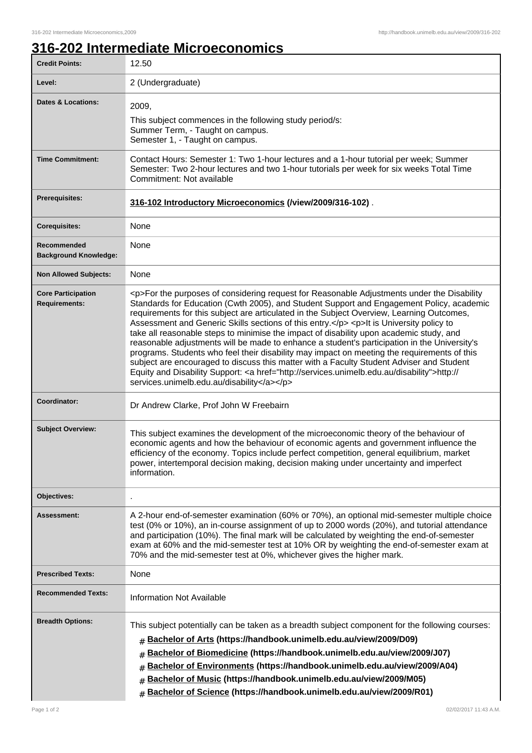# 316-202 Intermediate Microeconomics

| Credit Points: | 12.50 |
|---|---|
| Level: | 2 (Undergraduate) |
| Dates & Locations: | 2009,<br>This subject commences in the following study period/s:<br>Summer Term, - Taught on campus.<br>Semester 1, - Taught on campus. |
| Time Commitment: | Contact Hours: Semester 1: Two 1-hour lectures and a 1-hour tutorial per week; Summer Semester: Two 2-hour lectures and two 1-hour tutorials per week for six weeks Total Time Commitment: Not available |
| Prerequisites: | **316-102 Introductory Microeconomics (/view/2009/316-102)** . |
| Corequisites: | None |
| Recommended Background Knowledge: | None |
| Non Allowed Subjects: | None |
| Core Participation Requirements: | <p>For the purposes of considering request for Reasonable Adjustments under the Disability Standards for Education (Cwth 2005), and Student Support and Engagement Policy, academic requirements for this subject are articulated in the Subject Overview, Learning Outcomes, Assessment and Generic Skills sections of this entry.</p> <p>It is University policy to take all reasonable steps to minimise the impact of disability upon academic study, and reasonable adjustments will be made to enhance a student's participation in the University's programs. Students who feel their disability may impact on meeting the requirements of this subject are encouraged to discuss this matter with a Faculty Student Adviser and Student Equity and Disability Support: <a href="http://services.unimelb.edu.au/disability">http://services.unimelb.edu.au/disability</a></p> |
| Coordinator: | Dr Andrew Clarke, Prof John W Freebairn |
| Subject Overview: | This subject examines the development of the microeconomic theory of the behaviour of economic agents and how the behaviour of economic agents and government influence the efficiency of the economy. Topics include perfect competition, general equilibrium, market power, intertemporal decision making, decision making under uncertainty and imperfect information. |
| Objectives: | . |
| Assessment: | A 2-hour end-of-semester examination (60% or 70%), an optional mid-semester multiple choice test (0% or 10%), an in-course assignment of up to 2000 words (20%), and tutorial attendance and participation (10%). The final mark will be calculated by weighting the end-of-semester exam at 60% and the mid-semester test at 10% OR by weighting the end-of-semester exam at 70% and the mid-semester test at 0%, whichever gives the higher mark. |
| Prescribed Texts: | None |
| Recommended Texts: | Information Not Available |
| Breadth Options: | This subject potentially can be taken as a breadth subject component for the following courses:<br># **Bachelor of Arts (https://handbook.unimelb.edu.au/view/2009/D09)**<br># **Bachelor of Biomedicine (https://handbook.unimelb.edu.au/view/2009/J07)**<br># **Bachelor of Environments (https://handbook.unimelb.edu.au/view/2009/A04)**<br># **Bachelor of Music (https://handbook.unimelb.edu.au/view/2009/M05)**<br># **Bachelor of Science (https://handbook.unimelb.edu.au/view/2009/R01)** |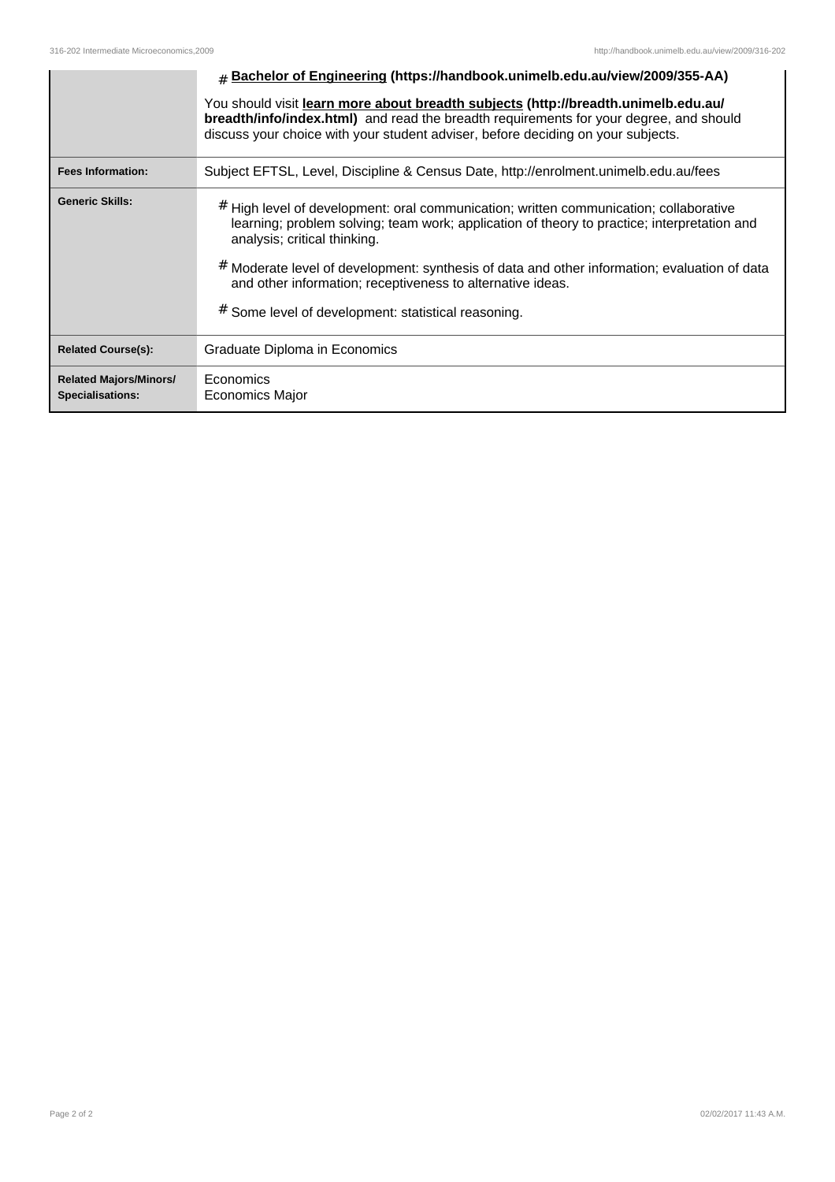| | |
|---|---|
| | # **Bachelor of Engineering (https://handbook.unimelb.edu.au/view/2009/355-AA)**<br><br>You should visit **learn more about breadth subjects (http://breadth.unimelb.edu.au/breadth/info/index.html)** and read the breadth requirements for your degree, and should discuss your choice with your student adviser, before deciding on your subjects. |
| **Fees Information:** | Subject EFTSL, Level, Discipline & Census Date, http://enrolment.unimelb.edu.au/fees |
| **Generic Skills:** | # High level of development: oral communication; written communication; collaborative learning; problem solving; team work; application of theory to practice; interpretation and analysis; critical thinking.<br><br># Moderate level of development: synthesis of data and other information; evaluation of data and other information; receptiveness to alternative ideas.<br><br># Some level of development: statistical reasoning. |
| **Related Course(s):** | Graduate Diploma in Economics |
| **Related Majors/Minors/ Specialisations:** | Economics<br>Economics Major |